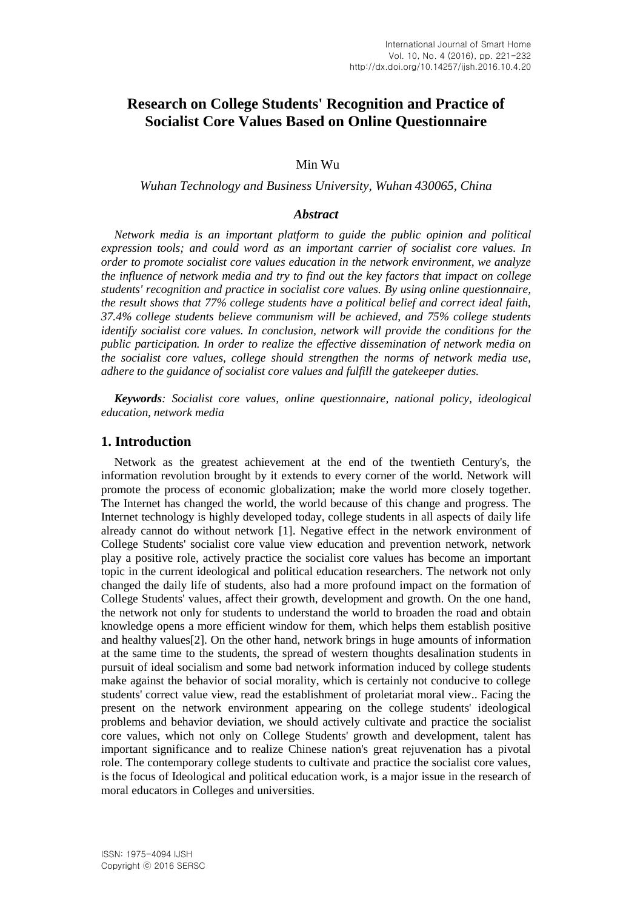# Research on College Students' Recognition and Practice of Socialist Core Values Based on Online Questionnaire

Min Wu

*Wuhan Technology and Business University, Wuhan 430065, China*

### *Abstract*

*Network media is an important platform to guide the public opinion and political expression tools; and could word as an important carrier of socialist core values. In order to promote socialist core values education in the network environment, we analyze the influence of network media and try to find out the key factors that impact on college students' recognition and practice in socialist core values. By using online questionnaire, the result shows that 77% college students have a political belief and correct ideal faith, 37.4% college students believe communism will be achieved, and 75% college students identify socialist core values. In conclusion, network will provide the conditions for the public participation. In order to realize the effective dissemination of network media on the socialist core values, college should strengthen the norms of network media use, adhere to the guidance of socialist core values and fulfill the gatekeeper duties.*

***Keywords**: Socialist core values, online questionnaire, national policy, ideological education, network media*

## 1. Introduction

Network as the greatest achievement at the end of the twentieth Century's, the information revolution brought by it extends to every corner of the world. Network will promote the process of economic globalization; make the world more closely together. The Internet has changed the world, the world because of this change and progress. The Internet technology is highly developed today, college students in all aspects of daily life already cannot do without network [1]. Negative effect in the network environment of College Students' socialist core value view education and prevention network, network play a positive role, actively practice the socialist core values has become an important topic in the current ideological and political education researchers. The network not only changed the daily life of students, also had a more profound impact on the formation of College Students' values, affect their growth, development and growth. On the one hand, the network not only for students to understand the world to broaden the road and obtain knowledge opens a more efficient window for them, which helps them establish positive and healthy values[2]. On the other hand, network brings in huge amounts of information at the same time to the students, the spread of western thoughts desalination students in pursuit of ideal socialism and some bad network information induced by college students make against the behavior of social morality, which is certainly not conducive to college students' correct value view, read the establishment of proletariat moral view.. Facing the present on the network environment appearing on the college students' ideological problems and behavior deviation, we should actively cultivate and practice the socialist core values, which not only on College Students' growth and development, talent has important significance and to realize Chinese nation's great rejuvenation has a pivotal role. The contemporary college students to cultivate and practice the socialist core values, is the focus of Ideological and political education work, is a major issue in the research of moral educators in Colleges and universities.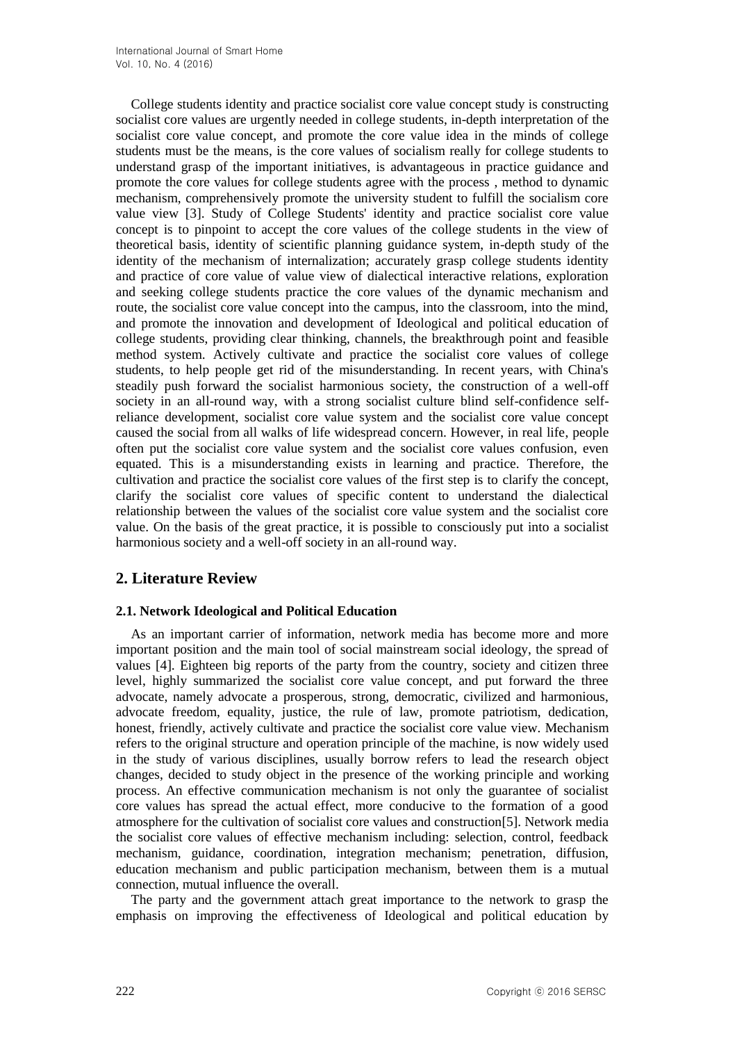College students identity and practice socialist core value concept study is constructing socialist core values are urgently needed in college students, in-depth interpretation of the socialist core value concept, and promote the core value idea in the minds of college students must be the means, is the core values of socialism really for college students to understand grasp of the important initiatives, is advantageous in practice guidance and promote the core values for college students agree with the process , method to dynamic mechanism, comprehensively promote the university student to fulfill the socialism core value view [3]. Study of College Students' identity and practice socialist core value concept is to pinpoint to accept the core values of the college students in the view of theoretical basis, identity of scientific planning guidance system, in-depth study of the identity of the mechanism of internalization; accurately grasp college students identity and practice of core value of value view of dialectical interactive relations, exploration and seeking college students practice the core values of the dynamic mechanism and route, the socialist core value concept into the campus, into the classroom, into the mind, and promote the innovation and development of Ideological and political education of college students, providing clear thinking, channels, the breakthrough point and feasible method system. Actively cultivate and practice the socialist core values of college students, to help people get rid of the misunderstanding. In recent years, with China's steadily push forward the socialist harmonious society, the construction of a well-off society in an all-round way, with a strong socialist culture blind self-confidence self-reliance development, socialist core value system and the socialist core value concept caused the social from all walks of life widespread concern. However, in real life, people often put the socialist core value system and the socialist core values confusion, even equated. This is a misunderstanding exists in learning and practice. Therefore, the cultivation and practice the socialist core values of the first step is to clarify the concept, clarify the socialist core values of specific content to understand the dialectical relationship between the values of the socialist core value system and the socialist core value. On the basis of the great practice, it is possible to consciously put into a socialist harmonious society and a well-off society in an all-round way.

## 2. Literature Review

### 2.1. Network Ideological and Political Education

As an important carrier of information, network media has become more and more important position and the main tool of social mainstream social ideology, the spread of values [4]. Eighteen big reports of the party from the country, society and citizen three level, highly summarized the socialist core value concept, and put forward the three advocate, namely advocate a prosperous, strong, democratic, civilized and harmonious, advocate freedom, equality, justice, the rule of law, promote patriotism, dedication, honest, friendly, actively cultivate and practice the socialist core value view. Mechanism refers to the original structure and operation principle of the machine, is now widely used in the study of various disciplines, usually borrow refers to lead the research object changes, decided to study object in the presence of the working principle and working process. An effective communication mechanism is not only the guarantee of socialist core values has spread the actual effect, more conducive to the formation of a good atmosphere for the cultivation of socialist core values and construction[5]. Network media the socialist core values of effective mechanism including: selection, control, feedback mechanism, guidance, coordination, integration mechanism; penetration, diffusion, education mechanism and public participation mechanism, between them is a mutual connection, mutual influence the overall.

The party and the government attach great importance to the network to grasp the emphasis on improving the effectiveness of Ideological and political education by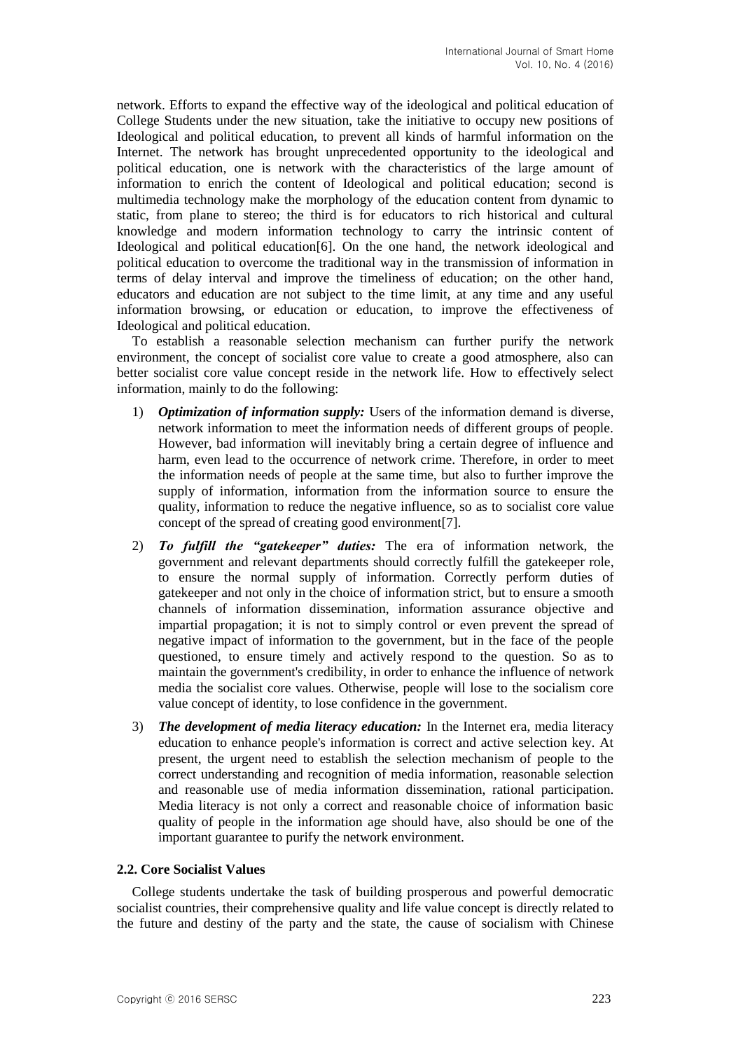network. Efforts to expand the effective way of the ideological and political education of College Students under the new situation, take the initiative to occupy new positions of Ideological and political education, to prevent all kinds of harmful information on the Internet. The network has brought unprecedented opportunity to the ideological and political education, one is network with the characteristics of the large amount of information to enrich the content of Ideological and political education; second is multimedia technology make the morphology of the education content from dynamic to static, from plane to stereo; the third is for educators to rich historical and cultural knowledge and modern information technology to carry the intrinsic content of Ideological and political education[6]. On the one hand, the network ideological and political education to overcome the traditional way in the transmission of information in terms of delay interval and improve the timeliness of education; on the other hand, educators and education are not subject to the time limit, at any time and any useful information browsing, or education or education, to improve the effectiveness of Ideological and political education.

To establish a reasonable selection mechanism can further purify the network environment, the concept of socialist core value to create a good atmosphere, also can better socialist core value concept reside in the network life. How to effectively select information, mainly to do the following:

1) ***Optimization of information supply:*** Users of the information demand is diverse, network information to meet the information needs of different groups of people. However, bad information will inevitably bring a certain degree of influence and harm, even lead to the occurrence of network crime. Therefore, in order to meet the information needs of people at the same time, but also to further improve the supply of information, information from the information source to ensure the quality, information to reduce the negative influence, so as to socialist core value concept of the spread of creating good environment[7].

2) ***To fulfill the "gatekeeper" duties:*** The era of information network, the government and relevant departments should correctly fulfill the gatekeeper role, to ensure the normal supply of information. Correctly perform duties of gatekeeper and not only in the choice of information strict, but to ensure a smooth channels of information dissemination, information assurance objective and impartial propagation; it is not to simply control or even prevent the spread of negative impact of information to the government, but in the face of the people questioned, to ensure timely and actively respond to the question. So as to maintain the government's credibility, in order to enhance the influence of network media the socialist core values. Otherwise, people will lose to the socialism core value concept of identity, to lose confidence in the government.

3) ***The development of media literacy education:*** In the Internet era, media literacy education to enhance people's information is correct and active selection key. At present, the urgent need to establish the selection mechanism of people to the correct understanding and recognition of media information, reasonable selection and reasonable use of media information dissemination, rational participation. Media literacy is not only a correct and reasonable choice of information basic quality of people in the information age should have, also should be one of the important guarantee to purify the network environment.

### 2.2. Core Socialist Values

College students undertake the task of building prosperous and powerful democratic socialist countries, their comprehensive quality and life value concept is directly related to the future and destiny of the party and the state, the cause of socialism with Chinese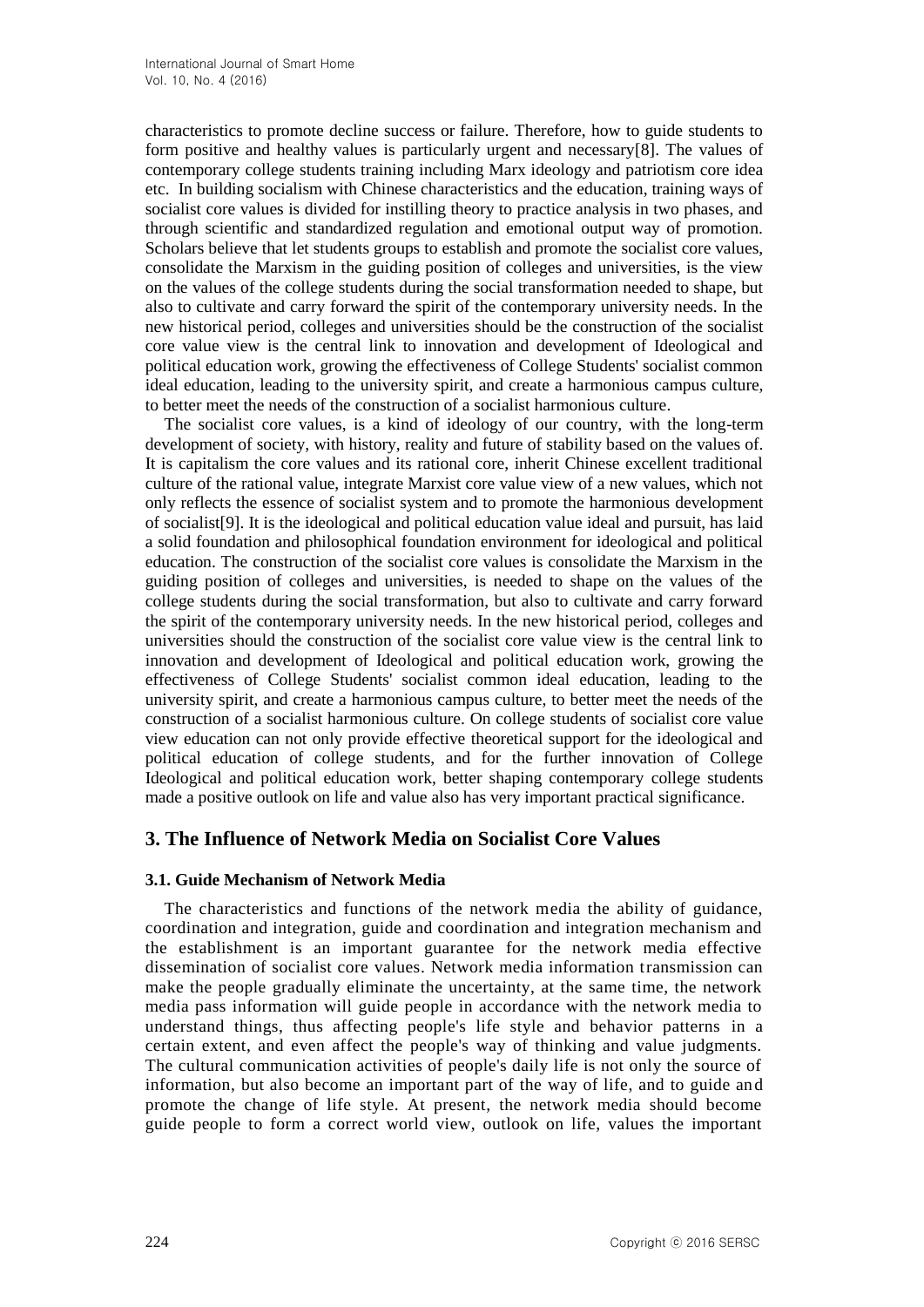characteristics to promote decline success or failure. Therefore, how to guide students to form positive and healthy values is particularly urgent and necessary[8]. The values of contemporary college students training including Marx ideology and patriotism core idea etc. In building socialism with Chinese characteristics and the education, training ways of socialist core values is divided for instilling theory to practice analysis in two phases, and through scientific and standardized regulation and emotional output way of promotion. Scholars believe that let students groups to establish and promote the socialist core values, consolidate the Marxism in the guiding position of colleges and universities, is the view on the values of the college students during the social transformation needed to shape, but also to cultivate and carry forward the spirit of the contemporary university needs. In the new historical period, colleges and universities should be the construction of the socialist core value view is the central link to innovation and development of Ideological and political education work, growing the effectiveness of College Students' socialist common ideal education, leading to the university spirit, and create a harmonious campus culture, to better meet the needs of the construction of a socialist harmonious culture.

The socialist core values, is a kind of ideology of our country, with the long-term development of society, with history, reality and future of stability based on the values of. It is capitalism the core values and its rational core, inherit Chinese excellent traditional culture of the rational value, integrate Marxist core value view of a new values, which not only reflects the essence of socialist system and to promote the harmonious development of socialist[9]. It is the ideological and political education value ideal and pursuit, has laid a solid foundation and philosophical foundation environment for ideological and political education. The construction of the socialist core values is consolidate the Marxism in the guiding position of colleges and universities, is needed to shape on the values of the college students during the social transformation, but also to cultivate and carry forward the spirit of the contemporary university needs. In the new historical period, colleges and universities should the construction of the socialist core value view is the central link to innovation and development of Ideological and political education work, growing the effectiveness of College Students' socialist common ideal education, leading to the university spirit, and create a harmonious campus culture, to better meet the needs of the construction of a socialist harmonious culture. On college students of socialist core value view education can not only provide effective theoretical support for the ideological and political education of college students, and for the further innovation of College Ideological and political education work, better shaping contemporary college students made a positive outlook on life and value also has very important practical significance.

## 3. The Influence of Network Media on Socialist Core Values

### 3.1. Guide Mechanism of Network Media

The characteristics and functions of the network media the ability of guidance, coordination and integration, guide and coordination and integration mechanism and the establishment is an important guarantee for the network media effective dissemination of socialist core values. Network media information transmission can make the people gradually eliminate the uncertainty, at the same time, the network media pass information will guide people in accordance with the network media to understand things, thus affecting people's life style and behavior patterns in a certain extent, and even affect the people's way of thinking and value judgments. The cultural communication activities of people's daily life is not only the source of information, but also become an important part of the way of life, and to guide and promote the change of life style. At present, the network media should become guide people to form a correct world view, outlook on life, values the important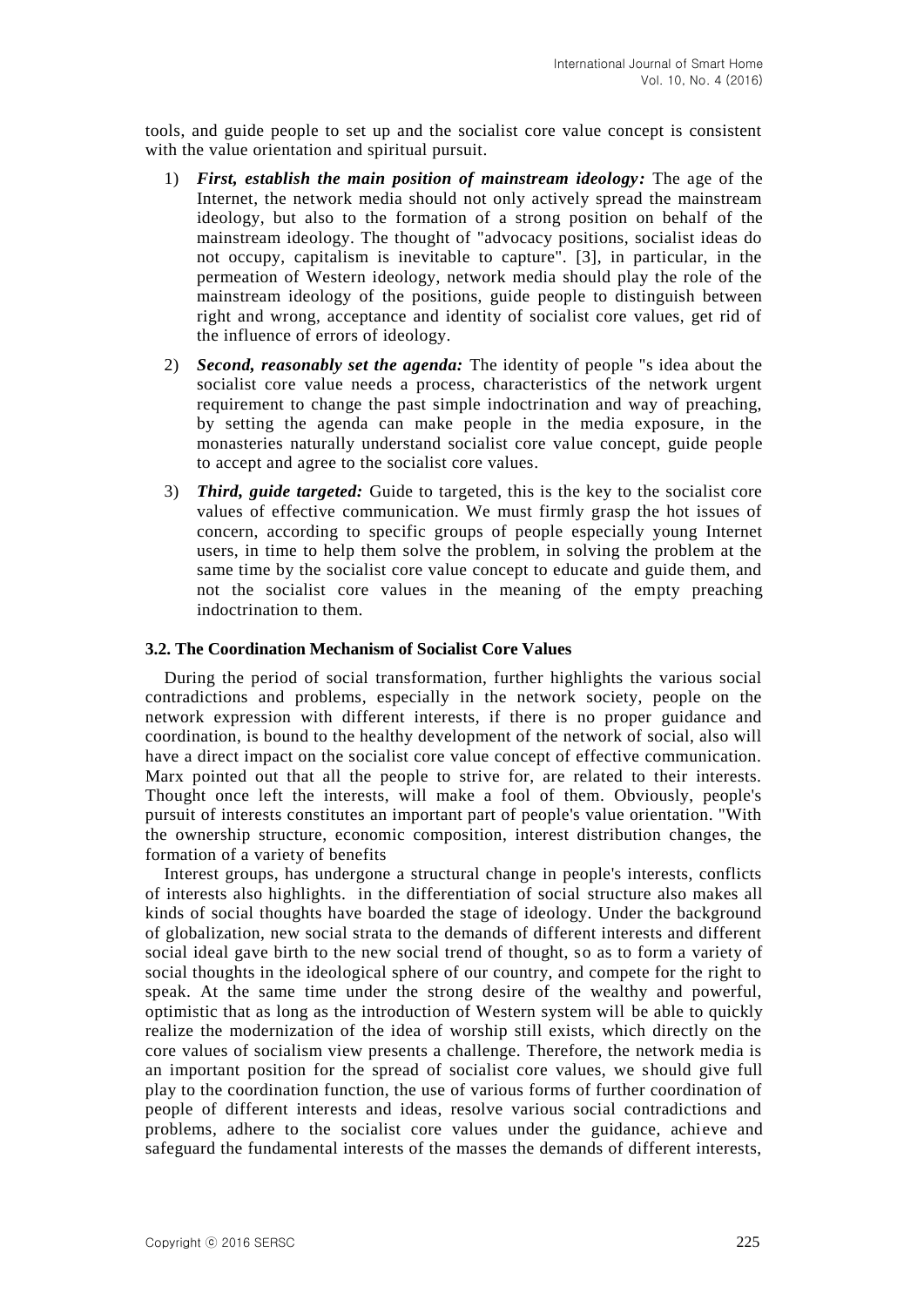tools, and guide people to set up and the socialist core value concept is consistent with the value orientation and spiritual pursuit.

1) ***First, establish the main position of mainstream ideology:*** The age of the Internet, the network media should not only actively spread the mainstream ideology, but also to the formation of a strong position on behalf of the mainstream ideology. The thought of "advocacy positions, socialist ideas do not occupy, capitalism is inevitable to capture". [3], in particular, in the permeation of Western ideology, network media should play the role of the mainstream ideology of the positions, guide people to distinguish between right and wrong, acceptance and identity of socialist core values, get rid of the influence of errors of ideology.

2) ***Second, reasonably set the agenda:*** The identity of people "s idea about the socialist core value needs a process, characteristics of the network urgent requirement to change the past simple indoctrination and way of preaching, by setting the agenda can make people in the media exposure, in the monasteries naturally understand socialist core value concept, guide people to accept and agree to the socialist core values.

3) ***Third, guide targeted:*** Guide to targeted, this is the key to the socialist core values of effective communication. We must firmly grasp the hot issues of concern, according to specific groups of people especially young Internet users, in time to help them solve the problem, in solving the problem at the same time by the socialist core value concept to educate and guide them, and not the socialist core values in the meaning of the empty preaching indoctrination to them.

### 3.2. The Coordination Mechanism of Socialist Core Values

During the period of social transformation, further highlights the various social contradictions and problems, especially in the network society, people on the network expression with different interests, if there is no proper guidance and coordination, is bound to the healthy development of the network of social, also will have a direct impact on the socialist core value concept of effective communication. Marx pointed out that all the people to strive for, are related to their interests. Thought once left the interests, will make a fool of them. Obviously, people's pursuit of interests constitutes an important part of people's value orientation. "With the ownership structure, economic composition, interest distribution changes, the formation of a variety of benefits

Interest groups, has undergone a structural change in people's interests, conflicts of interests also highlights. in the differentiation of social structure also makes all kinds of social thoughts have boarded the stage of ideology. Under the background of globalization, new social strata to the demands of different interests and different social ideal gave birth to the new social trend of thought, so as to form a variety of social thoughts in the ideological sphere of our country, and compete for the right to speak. At the same time under the strong desire of the wealthy and powerful, optimistic that as long as the introduction of Western system will be able to quickly realize the modernization of the idea of worship still exists, which directly on the core values of socialism view presents a challenge. Therefore, the network media is an important position for the spread of socialist core values, we should give full play to the coordination function, the use of various forms of further coordination of people of different interests and ideas, resolve various social contradictions and problems, adhere to the socialist core values under the guidance, achieve and safeguard the fundamental interests of the masses the demands of different interests,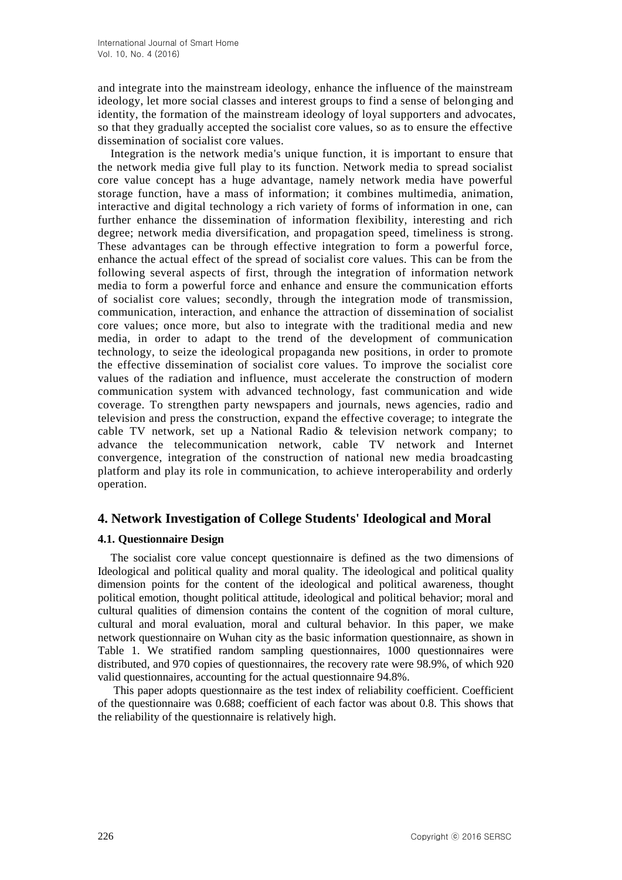and integrate into the mainstream ideology, enhance the influence of the mainstream ideology, let more social classes and interest groups to find a sense of belonging and identity, the formation of the mainstream ideology of loyal supporters and advocates, so that they gradually accepted the socialist core values, so as to ensure the effective dissemination of socialist core values.

Integration is the network media's unique function, it is important to ensure that the network media give full play to its function. Network media to spread socialist core value concept has a huge advantage, namely network media have powerful storage function, have a mass of information; it combines multimedia, animation, interactive and digital technology a rich variety of forms of information in one, can further enhance the dissemination of information flexibility, interesting and rich degree; network media diversification, and propagation speed, timeliness is strong. These advantages can be through effective integration to form a powerful force, enhance the actual effect of the spread of socialist core values. This can be from the following several aspects of first, through the integration of information network media to form a powerful force and enhance and ensure the communication efforts of socialist core values; secondly, through the integration mode of transmission, communication, interaction, and enhance the attraction of dissemination of socialist core values; once more, but also to integrate with the traditional media and new media, in order to adapt to the trend of the development of communication technology, to seize the ideological propaganda new positions, in order to promote the effective dissemination of socialist core values. To improve the socialist core values of the radiation and influence, must accelerate the construction of modern communication system with advanced technology, fast communication and wide coverage. To strengthen party newspapers and journals, news agencies, radio and television and press the construction, expand the effective coverage; to integrate the cable TV network, set up a National Radio & television network company; to advance the telecommunication network, cable TV network and Internet convergence, integration of the construction of national new media broadcasting platform and play its role in communication, to achieve interoperability and orderly operation.

## 4. Network Investigation of College Students' Ideological and Moral

### 4.1. Questionnaire Design

The socialist core value concept questionnaire is defined as the two dimensions of Ideological and political quality and moral quality. The ideological and political quality dimension points for the content of the ideological and political awareness, thought political emotion, thought political attitude, ideological and political behavior; moral and cultural qualities of dimension contains the content of the cognition of moral culture, cultural and moral evaluation, moral and cultural behavior. In this paper, we make network questionnaire on Wuhan city as the basic information questionnaire, as shown in Table 1. We stratified random sampling questionnaires, 1000 questionnaires were distributed, and 970 copies of questionnaires, the recovery rate were 98.9%, of which 920 valid questionnaires, accounting for the actual questionnaire 94.8%.

This paper adopts questionnaire as the test index of reliability coefficient. Coefficient of the questionnaire was 0.688; coefficient of each factor was about 0.8. This shows that the reliability of the questionnaire is relatively high.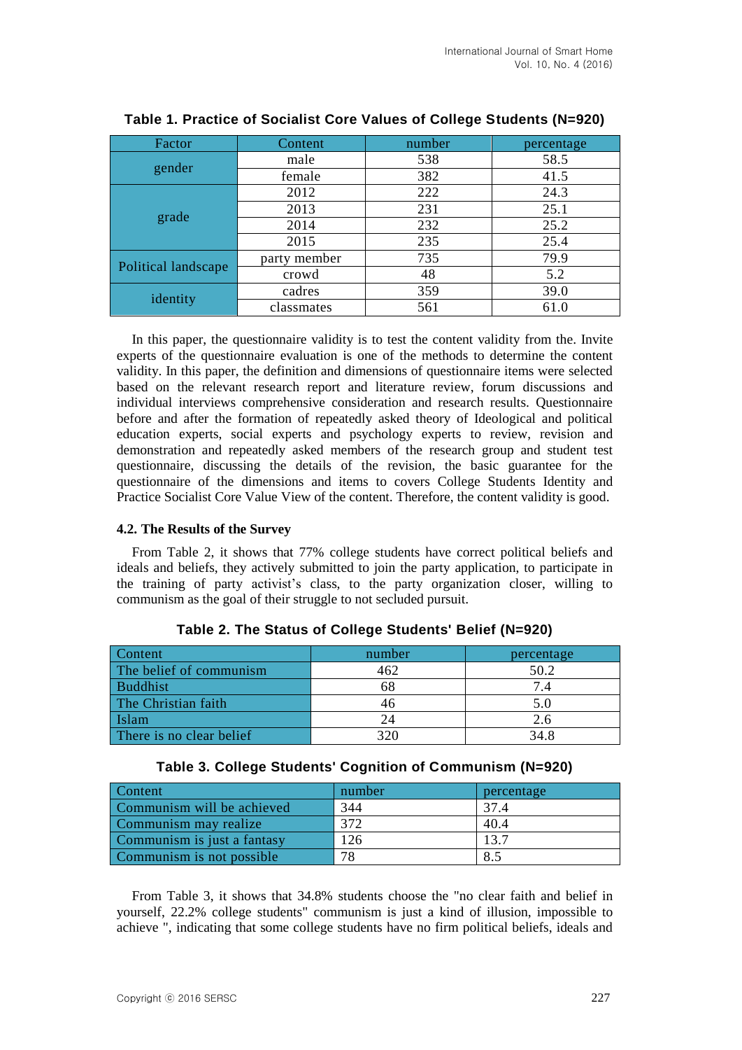**Table 1. Practice of Socialist Core Values of College Students (N=920)**

| Factor | Content | number | percentage |
|---|---|---|---|
| gender | male | 538 | 58.5 |
| | female | 382 | 41.5 |
| grade | 2012 | 222 | 24.3 |
| | 2013 | 231 | 25.1 |
| | 2014 | 232 | 25.2 |
| | 2015 | 235 | 25.4 |
| Political landscape | party member | 735 | 79.9 |
| | crowd | 48 | 5.2 |
| identity | cadres | 359 | 39.0 |
| | classmates | 561 | 61.0 |

In this paper, the questionnaire validity is to test the content validity from the. Invite experts of the questionnaire evaluation is one of the methods to determine the content validity. In this paper, the definition and dimensions of questionnaire items were selected based on the relevant research report and literature review, forum discussions and individual interviews comprehensive consideration and research results. Questionnaire before and after the formation of repeatedly asked theory of Ideological and political education experts, social experts and psychology experts to review, revision and demonstration and repeatedly asked members of the research group and student test questionnaire, discussing the details of the revision, the basic guarantee for the questionnaire of the dimensions and items to covers College Students Identity and Practice Socialist Core Value View of the content. Therefore, the content validity is good.

### 4.2. The Results of the Survey

From Table 2, it shows that 77% college students have correct political beliefs and ideals and beliefs, they actively submitted to join the party application, to participate in the training of party activist's class, to the party organization closer, willing to communism as the goal of their struggle to not secluded pursuit.

**Table 2. The Status of College Students' Belief (N=920)**

| Content | number | percentage |
|---|---|---|
| The belief of communism | 462 | 50.2 |
| Buddhist | 68 | 7.4 |
| The Christian faith | 46 | 5.0 |
| Islam | 24 | 2.6 |
| There is no clear belief | 320 | 34.8 |

**Table 3. College Students' Cognition of Communism (N=920)**

| Content | number | percentage |
|---|---|---|
| Communism will be achieved | 344 | 37.4 |
| Communism may realize | 372 | 40.4 |
| Communism is just a fantasy | 126 | 13.7 |
| Communism is not possible | 78 | 8.5 |

From Table 3, it shows that 34.8% students choose the "no clear faith and belief in yourself, 22.2% college students" communism is just a kind of illusion, impossible to achieve ", indicating that some college students have no firm political beliefs, ideals and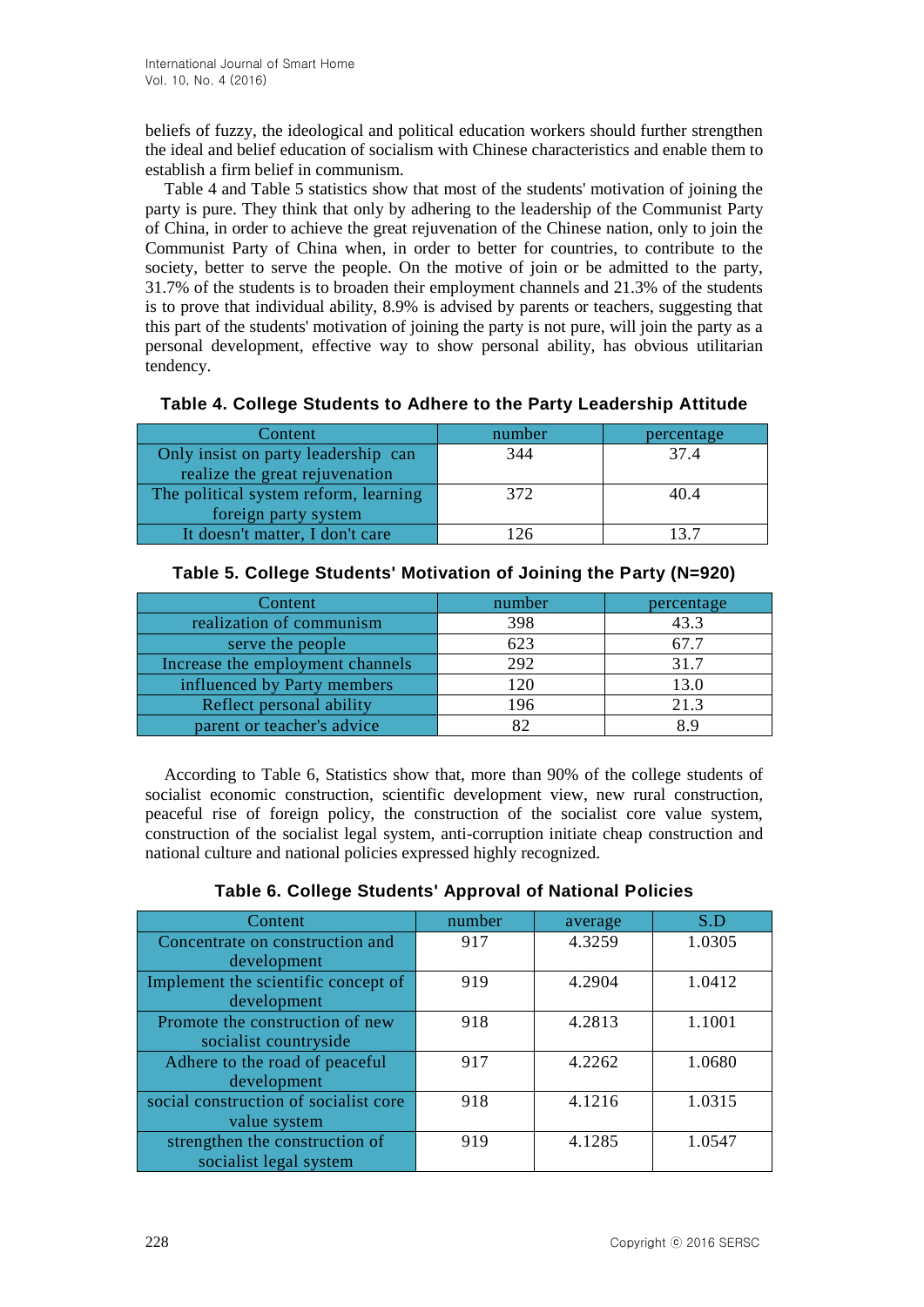beliefs of fuzzy, the ideological and political education workers should further strengthen the ideal and belief education of socialism with Chinese characteristics and enable them to establish a firm belief in communism.

Table 4 and Table 5 statistics show that most of the students' motivation of joining the party is pure. They think that only by adhering to the leadership of the Communist Party of China, in order to achieve the great rejuvenation of the Chinese nation, only to join the Communist Party of China when, in order to better for countries, to contribute to the society, better to serve the people. On the motive of join or be admitted to the party, 31.7% of the students is to broaden their employment channels and 21.3% of the students is to prove that individual ability, 8.9% is advised by parents or teachers, suggesting that this part of the students' motivation of joining the party is not pure, will join the party as a personal development, effective way to show personal ability, has obvious utilitarian tendency.

**Table 4. College Students to Adhere to the Party Leadership Attitude**

| Content | number | percentage |
| --- | --- | --- |
| Only insist on party leadership can realize the great rejuvenation | 344 | 37.4 |
| The political system reform, learning foreign party system | 372 | 40.4 |
| It doesn't matter, I don't care | 126 | 13.7 |

**Table 5. College Students' Motivation of Joining the Party (N=920)**

| Content | number | percentage |
| --- | --- | --- |
| realization of communism | 398 | 43.3 |
| serve the people | 623 | 67.7 |
| Increase the employment channels | 292 | 31.7 |
| influenced by Party members | 120 | 13.0 |
| Reflect personal ability | 196 | 21.3 |
| parent or teacher's advice | 82 | 8.9 |

According to Table 6, Statistics show that, more than 90% of the college students of socialist economic construction, scientific development view, new rural construction, peaceful rise of foreign policy, the construction of the socialist core value system, construction of the socialist legal system, anti-corruption initiate cheap construction and national culture and national policies expressed highly recognized.

**Table 6. College Students' Approval of National Policies**

| Content | number | average | S.D |
| --- | --- | --- | --- |
| Concentrate on construction and development | 917 | 4.3259 | 1.0305 |
| Implement the scientific concept of development | 919 | 4.2904 | 1.0412 |
| Promote the construction of new socialist countryside | 918 | 4.2813 | 1.1001 |
| Adhere to the road of peaceful development | 917 | 4.2262 | 1.0680 |
| social construction of socialist core value system | 918 | 4.1216 | 1.0315 |
| strengthen the construction of socialist legal system | 919 | 4.1285 | 1.0547 |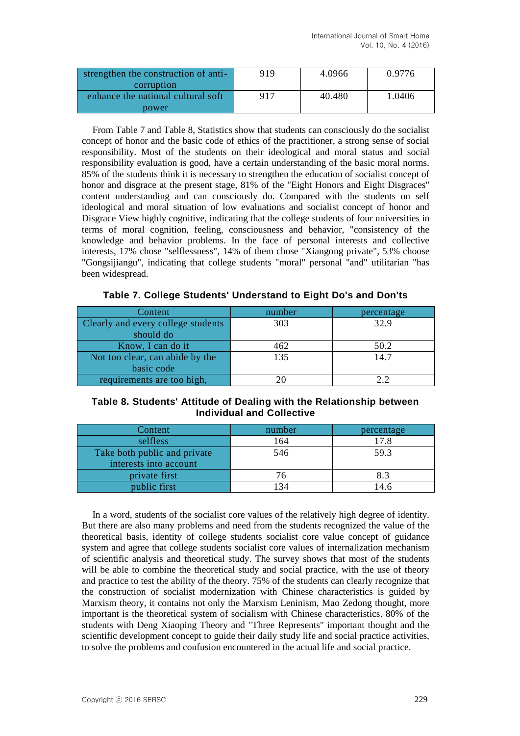| strengthen the construction of anti-corruption | 919 | 4.0966 | 0.9776 |
|---|---|---|---|
| enhance the national cultural soft power | 917 | 40.480 | 1.0406 |

From Table 7 and Table 8, Statistics show that students can consciously do the socialist concept of honor and the basic code of ethics of the practitioner, a strong sense of social responsibility. Most of the students on their ideological and moral status and social responsibility evaluation is good, have a certain understanding of the basic moral norms. 85% of the students think it is necessary to strengthen the education of socialist concept of honor and disgrace at the present stage, 81% of the "Eight Honors and Eight Disgraces" content understanding and can consciously do. Compared with the students on self ideological and moral situation of low evaluations and socialist concept of honor and Disgrace View highly cognitive, indicating that the college students of four universities in terms of moral cognition, feeling, consciousness and behavior, "consistency of the knowledge and behavior problems. In the face of personal interests and collective interests, 17% chose "selflessness", 14% of them chose "Xiangong private", 53% choose "Gongsijiangu", indicating that college students "moral" personal "and" utilitarian "has been widespread.

**Table 7. College Students' Understand to Eight Do's and Don'ts**

| Content | number | percentage |
|---|---|---|
| Clearly and every college students should do | 303 | 32.9 |
| Know, I can do it | 462 | 50.2 |
| Not too clear, can abide by the basic code | 135 | 14.7 |
| requirements are too high, | 20 | 2.2 |

**Table 8. Students' Attitude of Dealing with the Relationship between Individual and Collective**

| Content | number | percentage |
|---|---|---|
| selfless | 164 | 17.8 |
| Take both public and private interests into account | 546 | 59.3 |
| private first | 76 | 8.3 |
| public first | 134 | 14.6 |

In a word, students of the socialist core values of the relatively high degree of identity. But there are also many problems and need from the students recognized the value of the theoretical basis, identity of college students socialist core value concept of guidance system and agree that college students socialist core values of internalization mechanism of scientific analysis and theoretical study. The survey shows that most of the students will be able to combine the theoretical study and social practice, with the use of theory and practice to test the ability of the theory. 75% of the students can clearly recognize that the construction of socialist modernization with Chinese characteristics is guided by Marxism theory, it contains not only the Marxism Leninism, Mao Zedong thought, more important is the theoretical system of socialism with Chinese characteristics. 80% of the students with Deng Xiaoping Theory and "Three Represents" important thought and the scientific development concept to guide their daily study life and social practice activities, to solve the problems and confusion encountered in the actual life and social practice.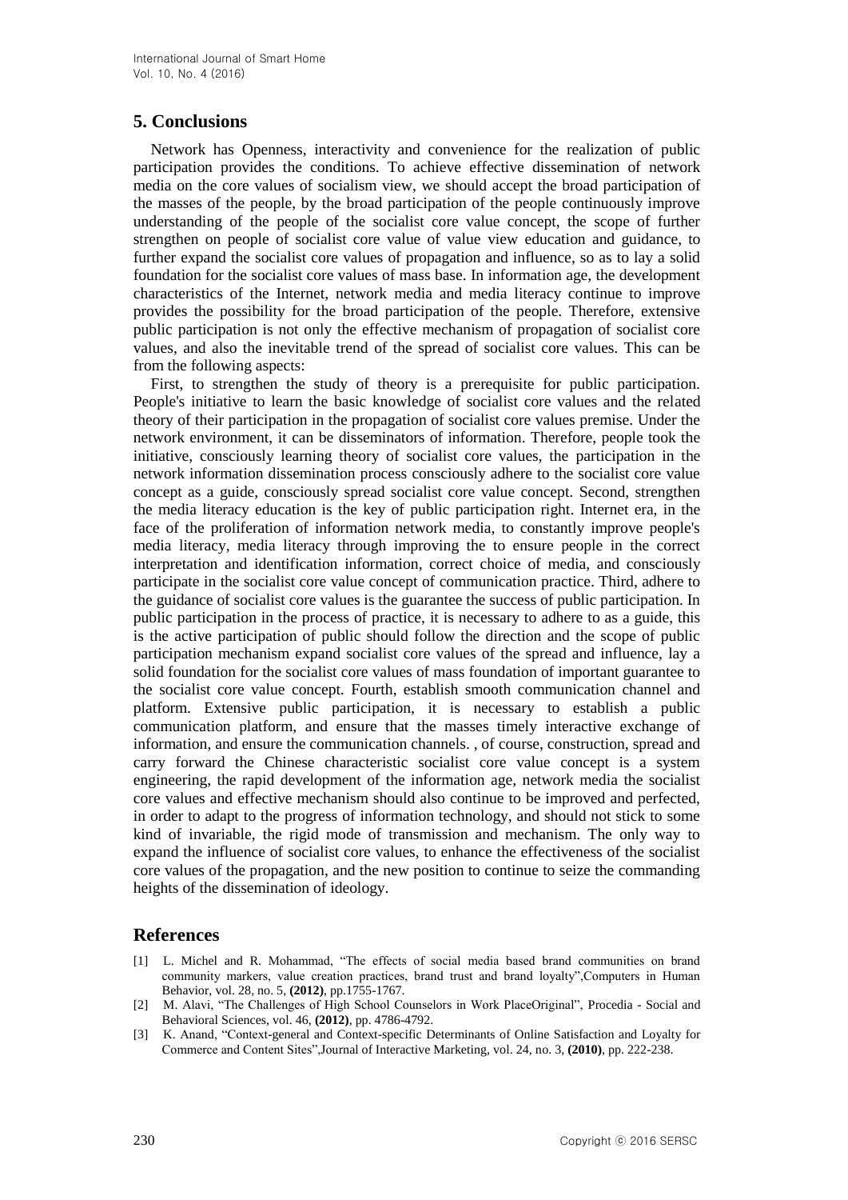## 5. Conclusions

Network has Openness, interactivity and convenience for the realization of public participation provides the conditions. To achieve effective dissemination of network media on the core values of socialism view, we should accept the broad participation of the masses of the people, by the broad participation of the people continuously improve understanding of the people of the socialist core value concept, the scope of further strengthen on people of socialist core value of value view education and guidance, to further expand the socialist core values of propagation and influence, so as to lay a solid foundation for the socialist core values of mass base. In information age, the development characteristics of the Internet, network media and media literacy continue to improve provides the possibility for the broad participation of the people. Therefore, extensive public participation is not only the effective mechanism of propagation of socialist core values, and also the inevitable trend of the spread of socialist core values. This can be from the following aspects:

First, to strengthen the study of theory is a prerequisite for public participation. People's initiative to learn the basic knowledge of socialist core values and the related theory of their participation in the propagation of socialist core values premise. Under the network environment, it can be disseminators of information. Therefore, people took the initiative, consciously learning theory of socialist core values, the participation in the network information dissemination process consciously adhere to the socialist core value concept as a guide, consciously spread socialist core value concept. Second, strengthen the media literacy education is the key of public participation right. Internet era, in the face of the proliferation of information network media, to constantly improve people's media literacy, media literacy through improving the to ensure people in the correct interpretation and identification information, correct choice of media, and consciously participate in the socialist core value concept of communication practice. Third, adhere to the guidance of socialist core values is the guarantee the success of public participation. In public participation in the process of practice, it is necessary to adhere to as a guide, this is the active participation of public should follow the direction and the scope of public participation mechanism expand socialist core values of the spread and influence, lay a solid foundation for the socialist core values of mass foundation of important guarantee to the socialist core value concept. Fourth, establish smooth communication channel and platform. Extensive public participation, it is necessary to establish a public communication platform, and ensure that the masses timely interactive exchange of information, and ensure the communication channels. , of course, construction, spread and carry forward the Chinese characteristic socialist core value concept is a system engineering, the rapid development of the information age, network media the socialist core values and effective mechanism should also continue to be improved and perfected, in order to adapt to the progress of information technology, and should not stick to some kind of invariable, the rigid mode of transmission and mechanism. The only way to expand the influence of socialist core values, to enhance the effectiveness of the socialist core values of the propagation, and the new position to continue to seize the commanding heights of the dissemination of ideology.

## References

[1] L. Michel and R. Mohammad, "The effects of social media based brand communities on brand community markers, value creation practices, brand trust and brand loyalty",Computers in Human Behavior, vol. 28, no. 5, **(2012)**, pp.1755-1767.

[2] M. Alavi, "The Challenges of High School Counselors in Work PlaceOriginal", Procedia - Social and Behavioral Sciences, vol. 46, **(2012)**, pp. 4786-4792.

[3] K. Anand, "Context-general and Context-specific Determinants of Online Satisfaction and Loyalty for Commerce and Content Sites",Journal of Interactive Marketing, vol. 24, no. 3, **(2010)**, pp. 222-238.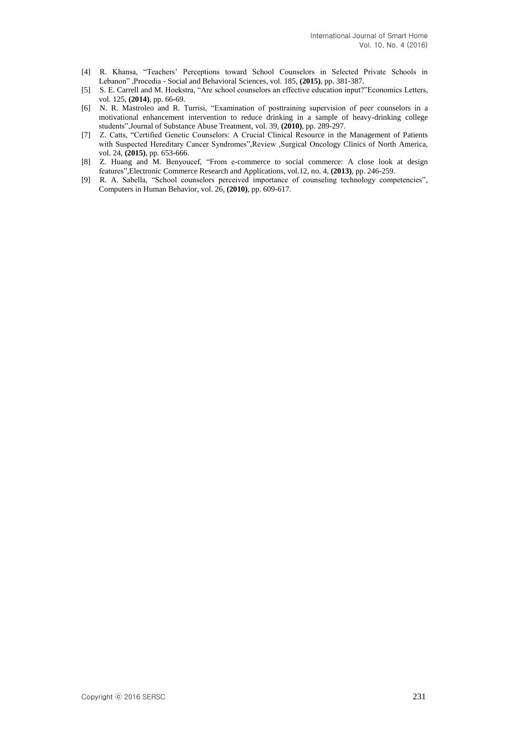[4] R. Khansa, "Teachers' Perceptions toward School Counselors in Selected Private Schools in Lebanon" ,Procedia - Social and Behavioral Sciences, vol. 185, **(2015)**, pp. 381-387.

[5] S. E. Carrell and M. Hoekstra, "Are school counselors an effective education input?"Economics Letters, vol. 125, **(2014)**, pp. 66-69.

[6] N. R. Mastroleo and R. Turrisi, "Examination of posttraining supervision of peer counselors in a motivational enhancement intervention to reduce drinking in a sample of heavy-drinking college students",Journal of Substance Abuse Treatment, vol. 39, **(2010)**, pp. 289-297.

[7] Z. Catts, "Certified Genetic Counselors: A Crucial Clinical Resource in the Management of Patients with Suspected Hereditary Cancer Syndromes",Review ,Surgical Oncology Clinics of North America, vol. 24, **(2015)**, pp. 653-666.

[8] Z. Huang and M. Benyoucef, "From e-commerce to social commerce: A close look at design features",Electronic Commerce Research and Applications, vol.12, no. 4, **(2013)**, pp. 246-259.

[9] R. A. Sabella, "School counselors perceived importance of counseling technology competencies", Computers in Human Behavior, vol. 26, **(2010)**, pp. 609-617.